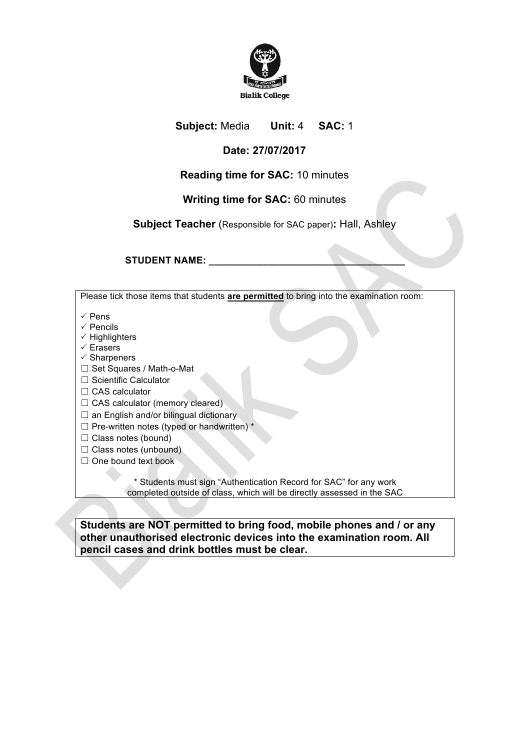Bialik College

**Subject:** Media **Unit:** 4 **SAC:** 1

**Date: 27/07/2017**

**Reading time for SAC:** 10 minutes

**Writing time for SAC:** 60 minutes

**Subject Teacher** (Responsible for SAC paper)**:** Hall, Ashley

**STUDENT NAME:** ____________________________________

Please tick those items that students **are permitted** to bring into the examination room:

- ✓ Pens
- ✓ Pencils
- ✓ Highlighters
- ✓ Erasers
- ✓ Sharpeners
- ☐ Set Squares / Math-o-Mat
- ☐ Scientific Calculator
- ☐ CAS calculator
- ☐ CAS calculator (memory cleared)
- ☐ an English and/or bilingual dictionary
- ☐ Pre-written notes (typed or handwritten) *
- ☐ Class notes (bound)
- ☐ Class notes (unbound)
- ☐ One bound text book

\* Students must sign "Authentication Record for SAC" for any work completed outside of class, which will be directly assessed in the SAC

**Students are NOT permitted to bring food, mobile phones and / or any other unauthorised electronic devices into the examination room. All pencil cases and drink bottles must be clear.**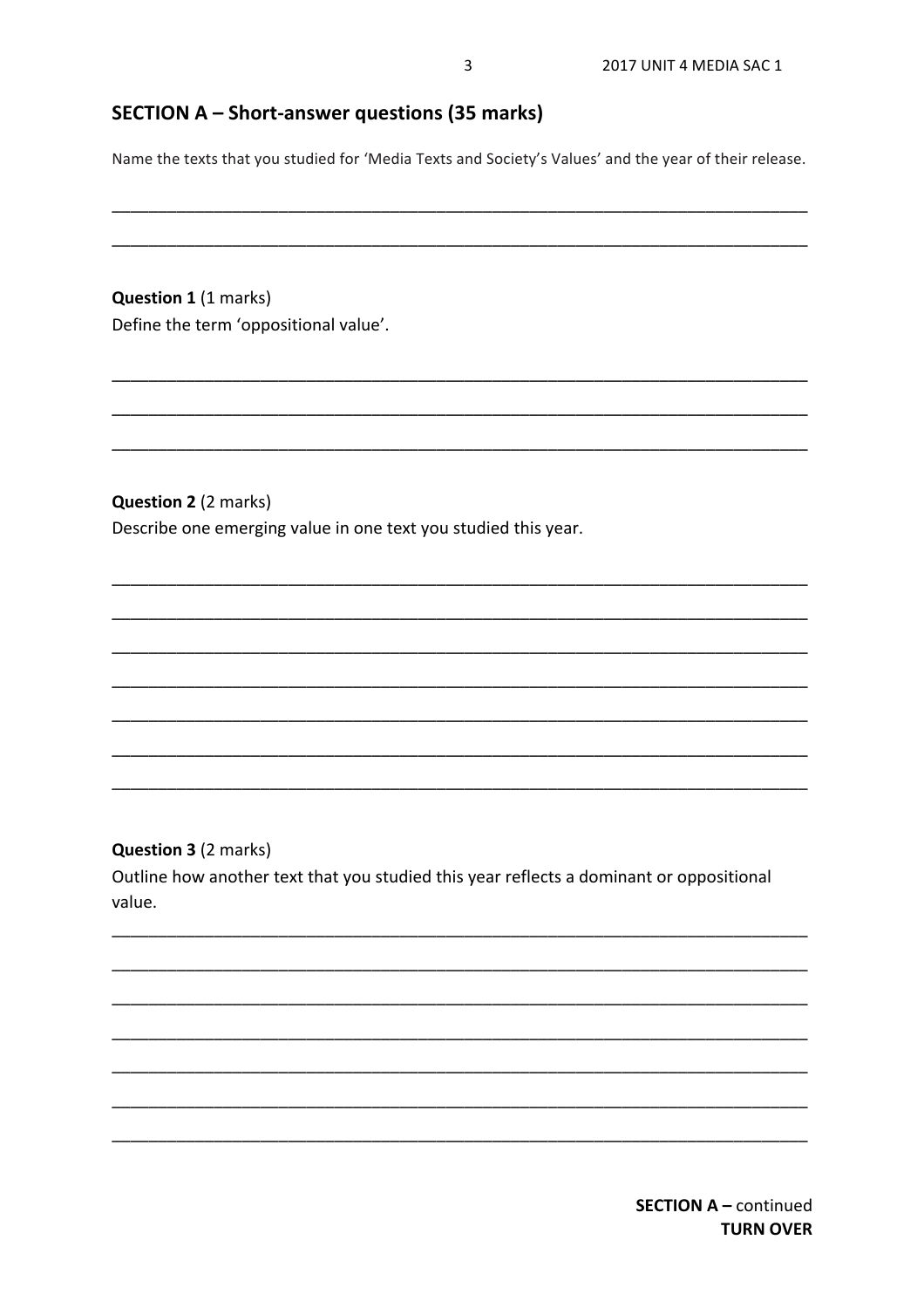## SECTION A – Short-answer questions (35 marks)

Name the texts that you studied for 'Media Texts and Society's Values' and the year of their release.

___________________________________________________________________________

___________________________________________________________________________

**Question 1** (1 marks)
Define the term 'oppositional value'.

___________________________________________________________________________

___________________________________________________________________________

___________________________________________________________________________

**Question 2** (2 marks)
Describe one emerging value in one text you studied this year.

___________________________________________________________________________

___________________________________________________________________________

___________________________________________________________________________

___________________________________________________________________________

___________________________________________________________________________

___________________________________________________________________________

___________________________________________________________________________

**Question 3** (2 marks)
Outline how another text that you studied this year reflects a dominant or oppositional value.

___________________________________________________________________________

___________________________________________________________________________

___________________________________________________________________________

___________________________________________________________________________

___________________________________________________________________________

___________________________________________________________________________

___________________________________________________________________________

**SECTION A –** continued
**TURN OVER**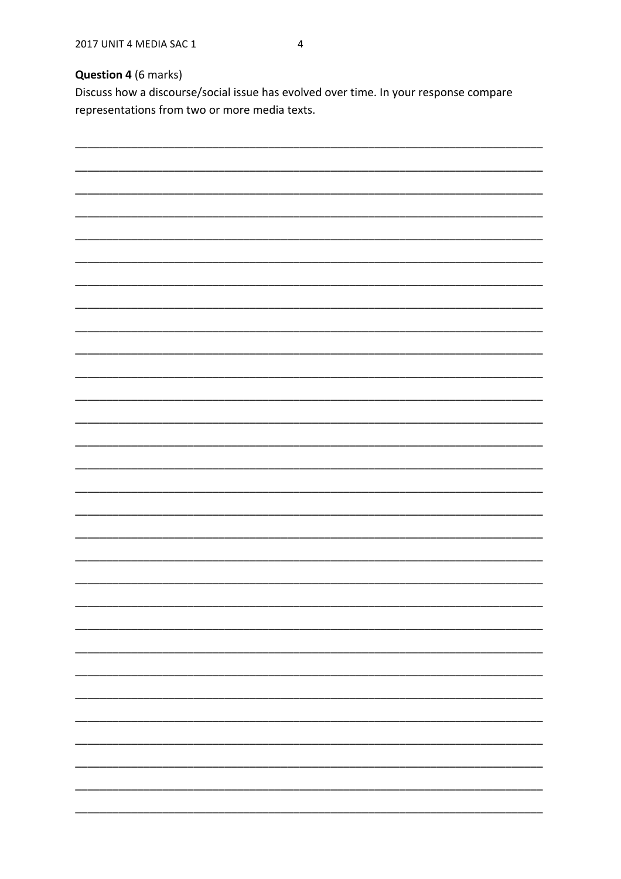**Question 4** (6 marks)

Discuss how a discourse/social issue has evolved over time. In your response compare representations from two or more media texts.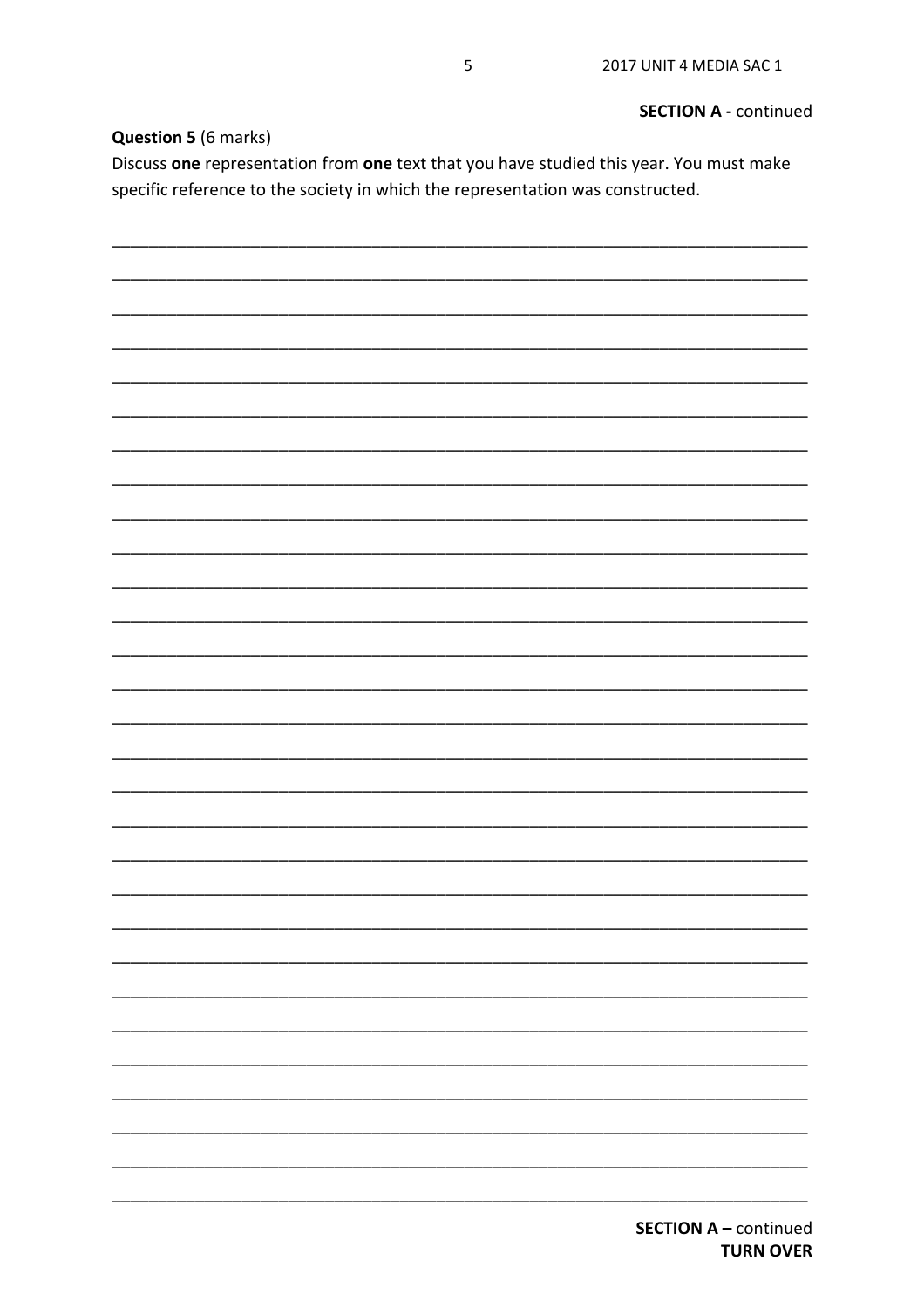**SECTION A - continued**

**Question 5** (6 marks)

Discuss **one** representation from **one** text that you have studied this year. You must make specific reference to the society in which the representation was constructed.

**SECTION A – continued**
**TURN OVER**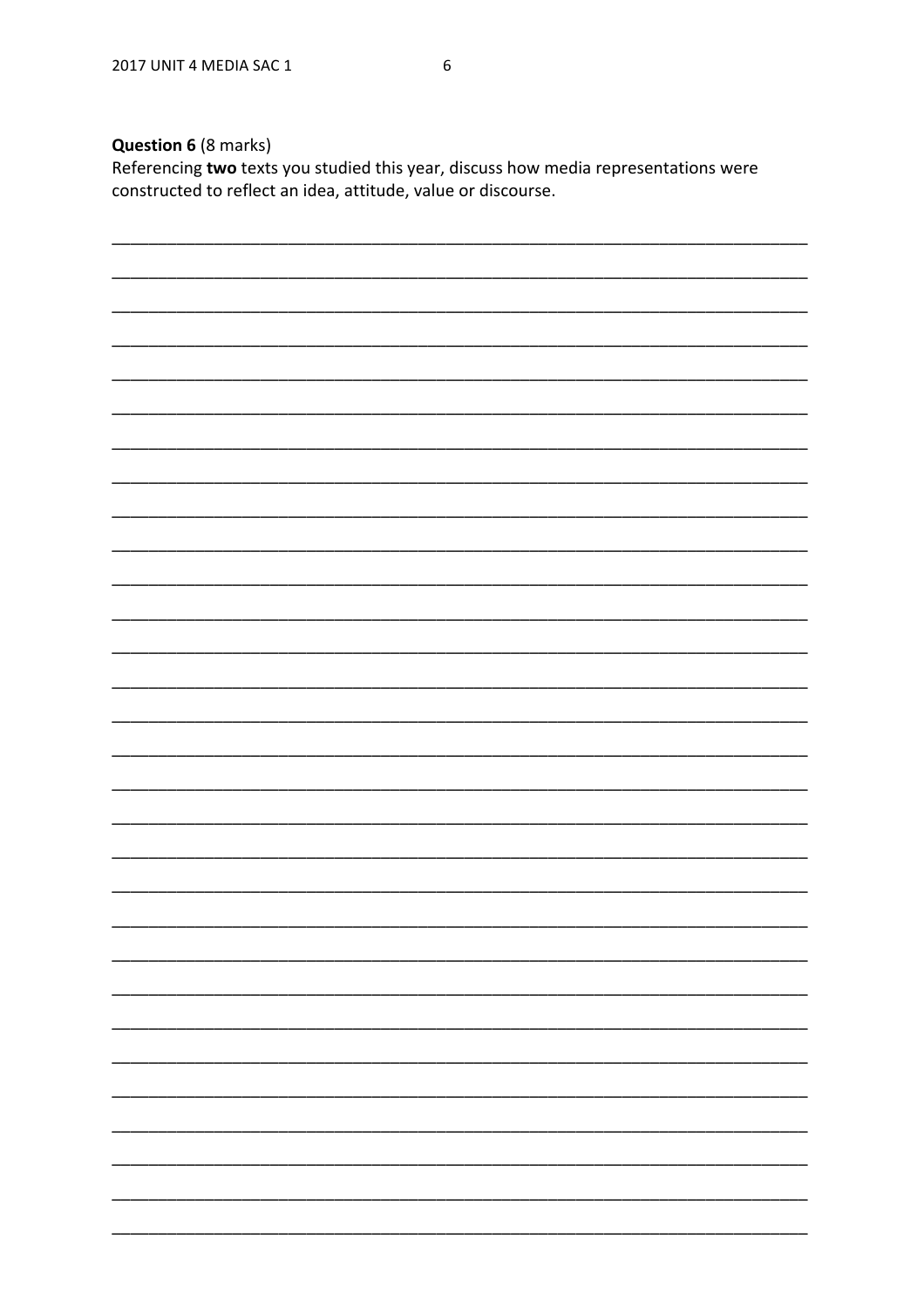**Question 6** (8 marks)
Referencing **two** texts you studied this year, discuss how media representations were constructed to reflect an idea, attitude, value or discourse.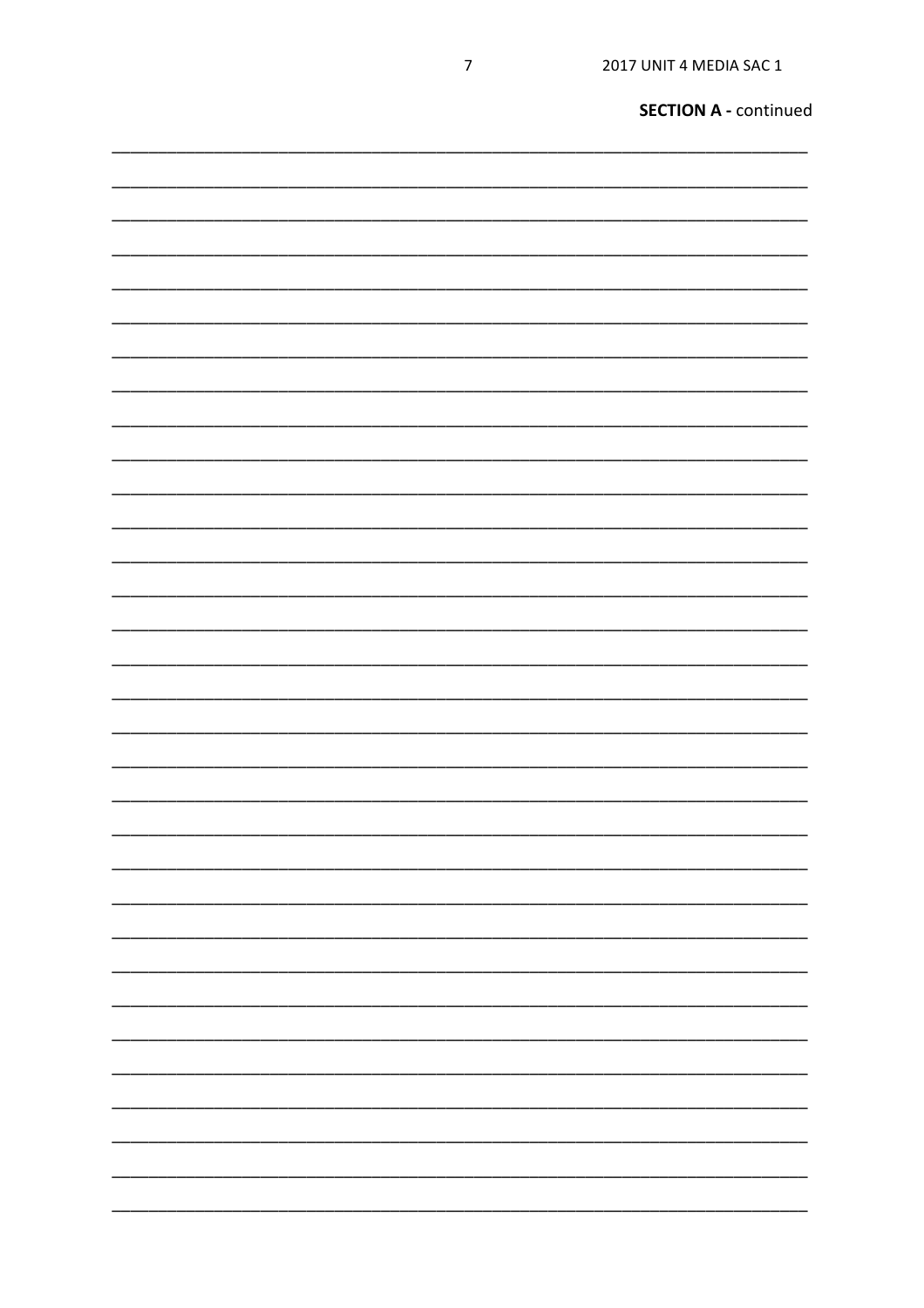**SECTION A - continued**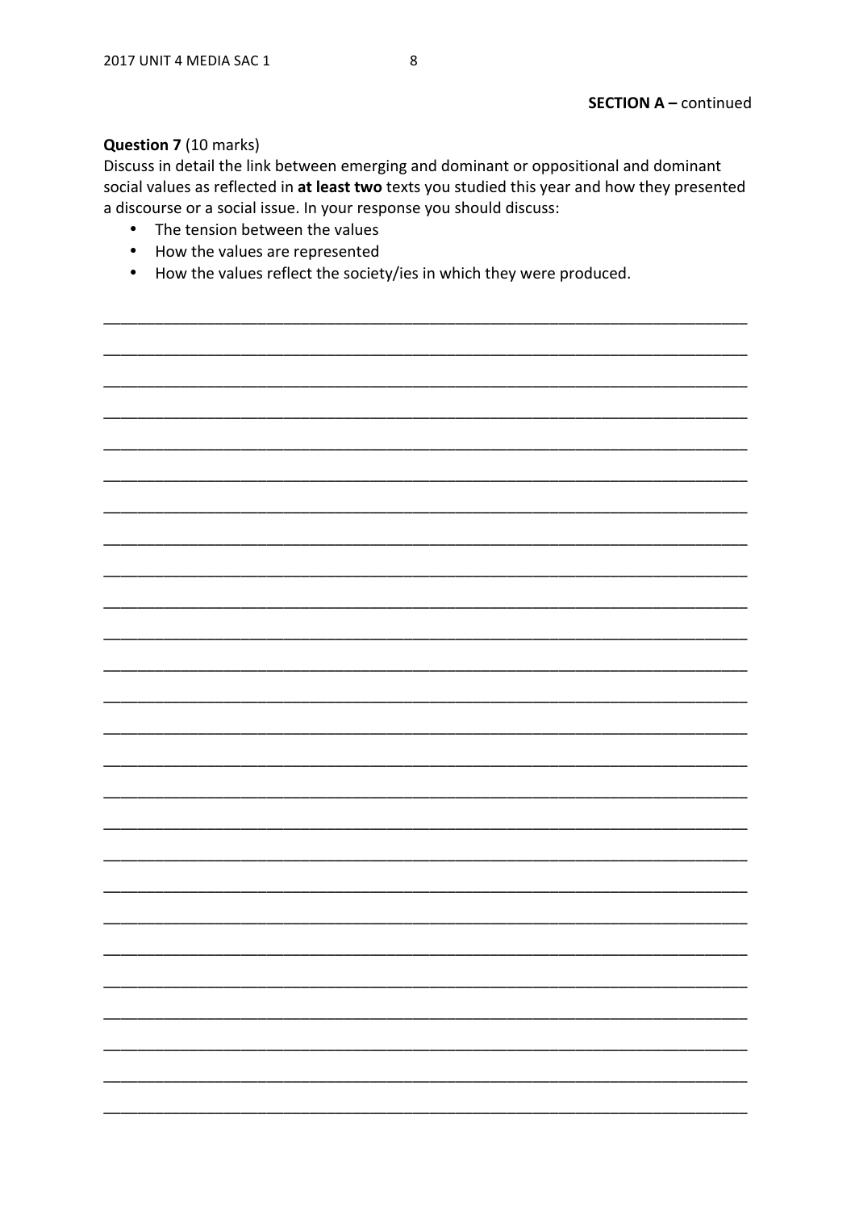**SECTION A – continued**

**Question 7** (10 marks)

Discuss in detail the link between emerging and dominant or oppositional and dominant social values as reflected in **at least two** texts you studied this year and how they presented a discourse or a social issue. In your response you should discuss:

- The tension between the values
- How the values are represented
- How the values reflect the society/ies in which they were produced.

___________________________________________________________________________

___________________________________________________________________________

___________________________________________________________________________

___________________________________________________________________________

___________________________________________________________________________

___________________________________________________________________________

___________________________________________________________________________

___________________________________________________________________________

___________________________________________________________________________

___________________________________________________________________________

___________________________________________________________________________

___________________________________________________________________________

___________________________________________________________________________

___________________________________________________________________________

___________________________________________________________________________

___________________________________________________________________________

___________________________________________________________________________

___________________________________________________________________________

___________________________________________________________________________

___________________________________________________________________________

___________________________________________________________________________

___________________________________________________________________________

___________________________________________________________________________

___________________________________________________________________________

___________________________________________________________________________

___________________________________________________________________________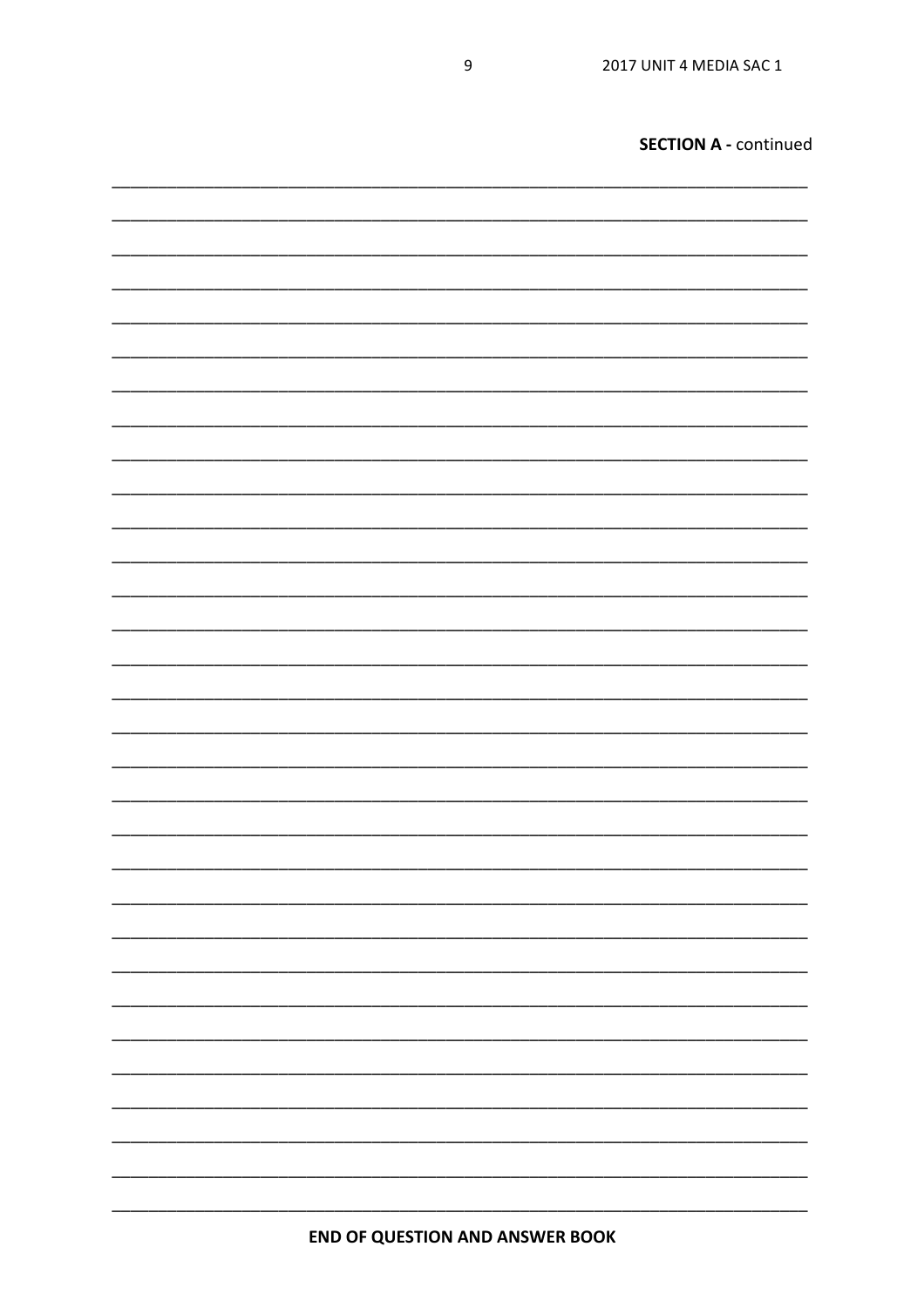**SECTION A - continued**

**END OF QUESTION AND ANSWER BOOK**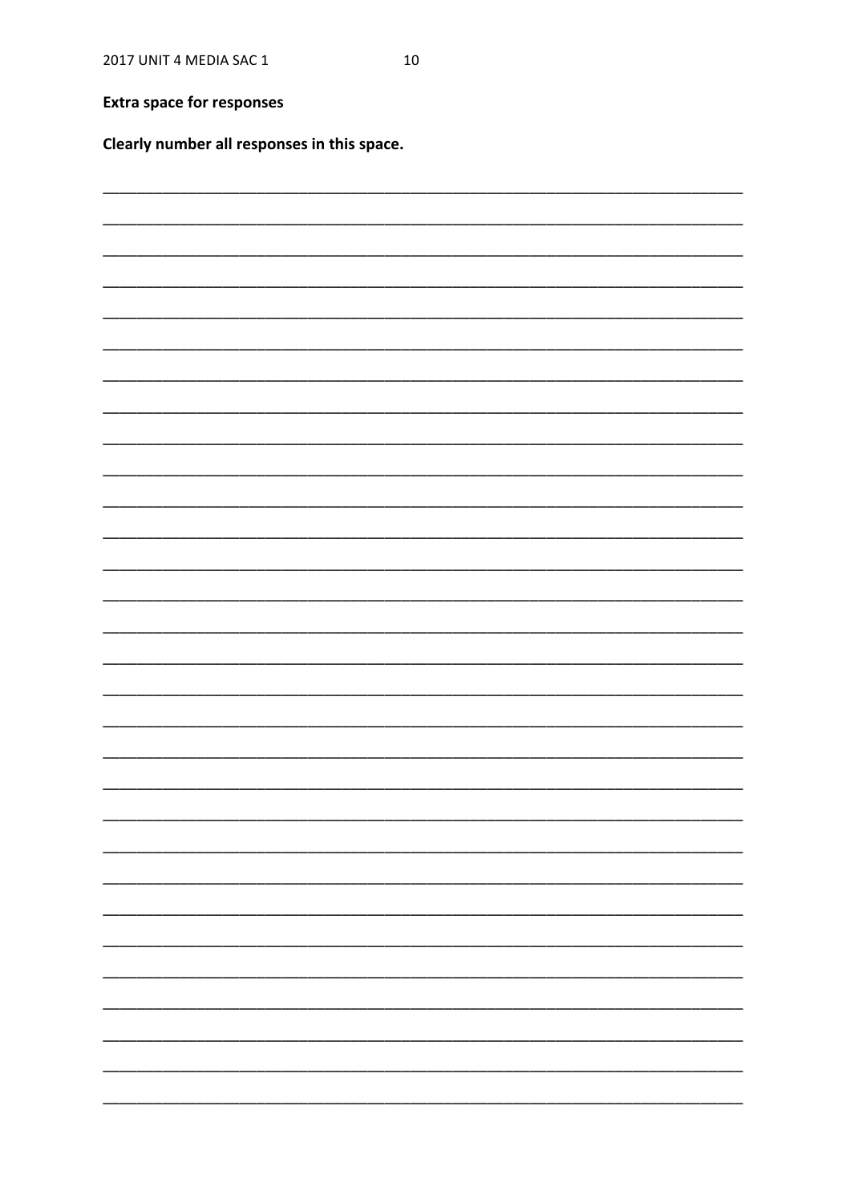**Extra space for responses**

**Clearly number all responses in this space.**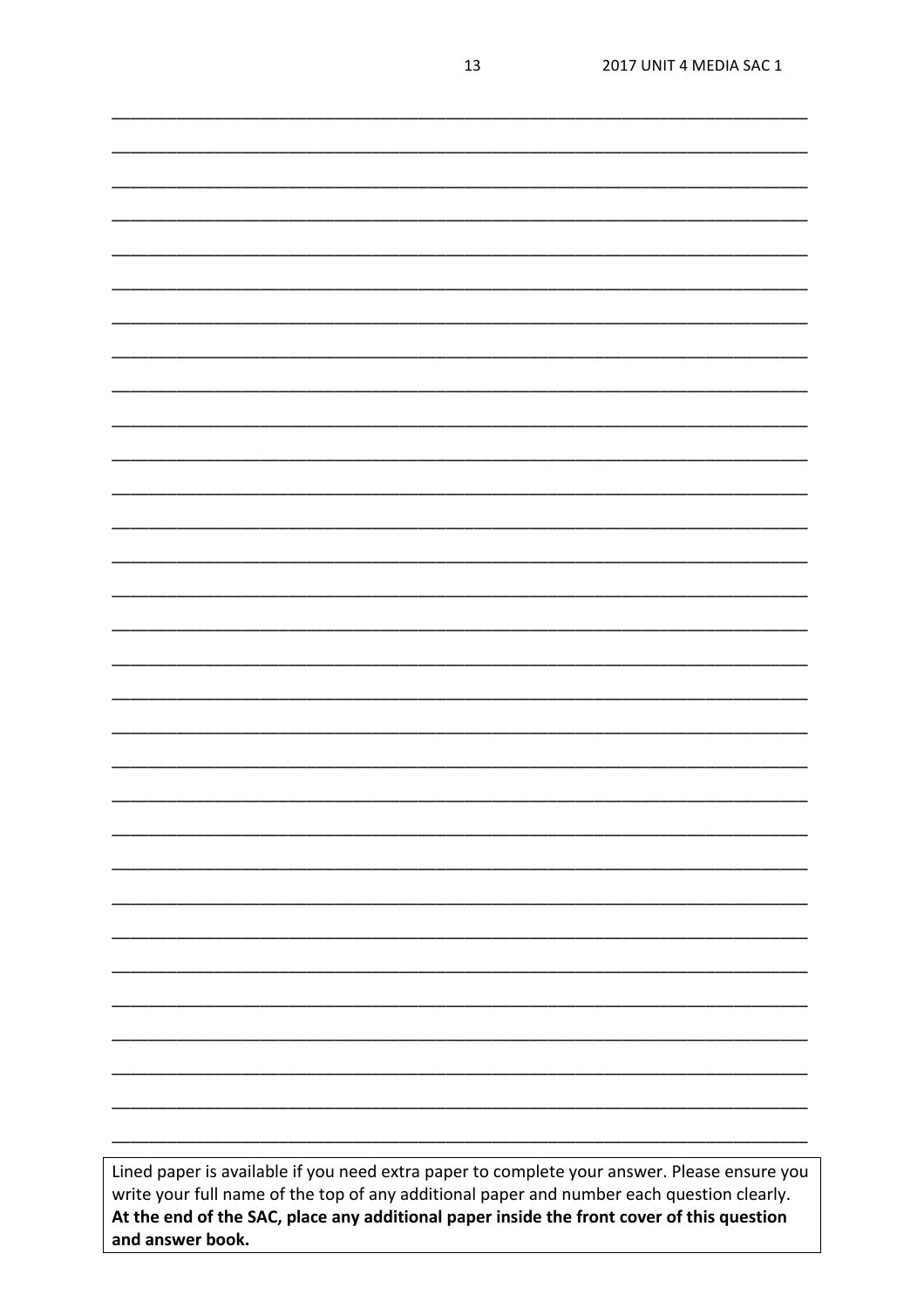Lined paper is available if you need extra paper to complete your answer. Please ensure you write your full name of the top of any additional paper and number each question clearly. **At the end of the SAC, place any additional paper inside the front cover of this question and answer book.**